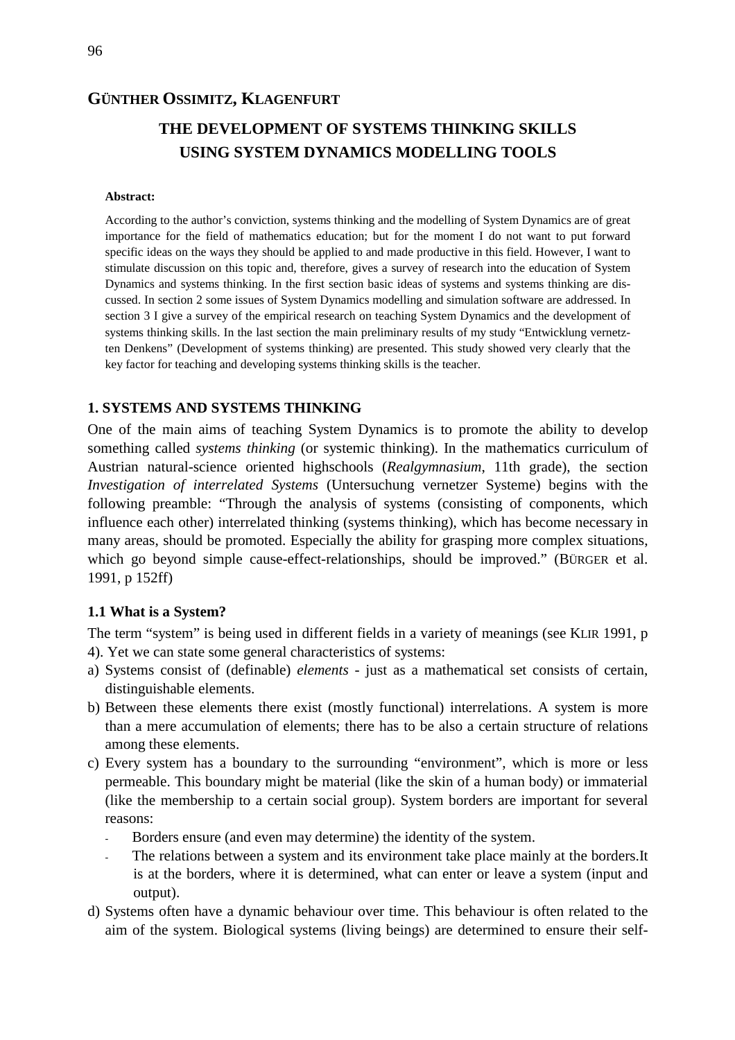**GÜNTHER OSSIMITZ, KLAGENFURT**

# THE DEVELOPMENT OF SYSTEMS THINKING SKILLS USING SYSTEM DYNAMICS MODELLING TOOLS

**Abstract:**

According to the author's conviction, systems thinking and the modelling of System Dynamics are of great importance for the field of mathematics education; but for the moment I do not want to put forward specific ideas on the ways they should be applied to and made productive in this field. However, I want to stimulate discussion on this topic and, therefore, gives a survey of research into the education of System Dynamics and systems thinking. In the first section basic ideas of systems and systems thinking are discussed. In section 2 some issues of System Dynamics modelling and simulation software are addressed. In section 3 I give a survey of the empirical research on teaching System Dynamics and the development of systems thinking skills. In the last section the main preliminary results of my study "Entwicklung vernetzten Denkens" (Development of systems thinking) are presented. This study showed very clearly that the key factor for teaching and developing systems thinking skills is the teacher.

## 1. SYSTEMS AND SYSTEMS THINKING

One of the main aims of teaching System Dynamics is to promote the ability to develop something called *systems thinking* (or systemic thinking). In the mathematics curriculum of Austrian natural-science oriented highschools (*Realgymnasium*, 11th grade), the section *Investigation of interrelated Systems* (Untersuchung vernetzer Systeme) begins with the following preamble: "Through the analysis of systems (consisting of components, which influence each other) interrelated thinking (systems thinking), which has become necessary in many areas, should be promoted. Especially the ability for grasping more complex situations, which go beyond simple cause-effect-relationships, should be improved." (BÜRGER et al. 1991, p 152ff)

### 1.1 What is a System?

The term "system" is being used in different fields in a variety of meanings (see KLIR 1991, p 4). Yet we can state some general characteristics of systems:

a) Systems consist of (definable) *elements* - just as a mathematical set consists of certain, distinguishable elements.
b) Between these elements there exist (mostly functional) interrelations. A system is more than a mere accumulation of elements; there has to be also a certain structure of relations among these elements.
c) Every system has a boundary to the surrounding "environment", which is more or less permeable. This boundary might be material (like the skin of a human body) or immaterial (like the membership to a certain social group). System borders are important for several reasons:
   - Borders ensure (and even may determine) the identity of the system.
   - The relations between a system and its environment take place mainly at the borders.It is at the borders, where it is determined, what can enter or leave a system (input and output).
d) Systems often have a dynamic behaviour over time. This behaviour is often related to the aim of the system. Biological systems (living beings) are determined to ensure their self-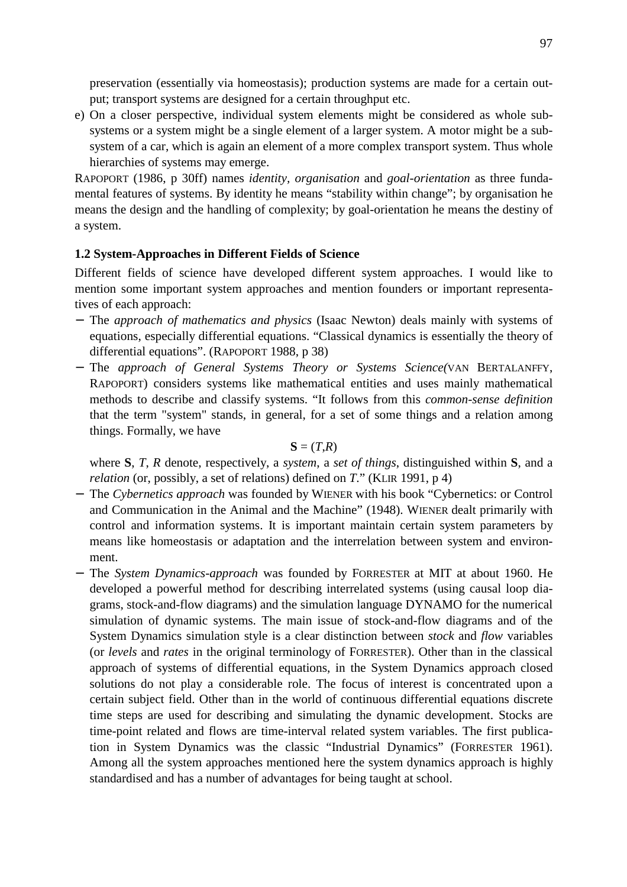preservation (essentially via homeostasis); production systems are made for a certain output; transport systems are designed for a certain throughput etc.

e) On a closer perspective, individual system elements might be considered as whole subsystems or a system might be a single element of a larger system. A motor might be a subsystem of a car, which is again an element of a more complex transport system. Thus whole hierarchies of systems may emerge.

RAPOPORT (1986, p 30ff) names *identity*, *organisation* and *goal-orientation* as three fundamental features of systems. By identity he means "stability within change"; by organisation he means the design and the handling of complexity; by goal-orientation he means the destiny of a system.

### 1.2 System-Approaches in Different Fields of Science

Different fields of science have developed different system approaches. I would like to mention some important system approaches and mention founders or important representatives of each approach:

- The *approach of mathematics and physics* (Isaac Newton) deals mainly with systems of equations, especially differential equations. "Classical dynamics is essentially the theory of differential equations". (RAPOPORT 1988, p 38)
- The *approach of General Systems Theory or Systems Science(*VAN BERTALANFFY, RAPOPORT) considers systems like mathematical entities and uses mainly mathematical methods to describe and classify systems. "It follows from this *common-sense definition* that the term "system" stands, in general, for a set of some things and a relation among things. Formally, we have

  $$\mathbf{S} = (T,R)$$

  where **S**, *T*, *R* denote, respectively, a *system*, a *set of things*, distinguished within **S**, and a *relation* (or, possibly, a set of relations) defined on *T*." (KLIR 1991, p 4)
- The *Cybernetics approach* was founded by WIENER with his book "Cybernetics: or Control and Communication in the Animal and the Machine" (1948). WIENER dealt primarily with control and information systems. It is important maintain certain system parameters by means like homeostasis or adaptation and the interrelation between system and environment.
- The *System Dynamics-approach* was founded by FORRESTER at MIT at about 1960. He developed a powerful method for describing interrelated systems (using causal loop diagrams, stock-and-flow diagrams) and the simulation language DYNAMO for the numerical simulation of dynamic systems. The main issue of stock-and-flow diagrams and of the System Dynamics simulation style is a clear distinction between *stock* and *flow* variables (or *levels* and *rates* in the original terminology of FORRESTER). Other than in the classical approach of systems of differential equations, in the System Dynamics approach closed solutions do not play a considerable role. The focus of interest is concentrated upon a certain subject field. Other than in the world of continuous differential equations discrete time steps are used for describing and simulating the dynamic development. Stocks are time-point related and flows are time-interval related system variables. The first publication in System Dynamics was the classic "Industrial Dynamics" (FORRESTER 1961). Among all the system approaches mentioned here the system dynamics approach is highly standardised and has a number of advantages for being taught at school.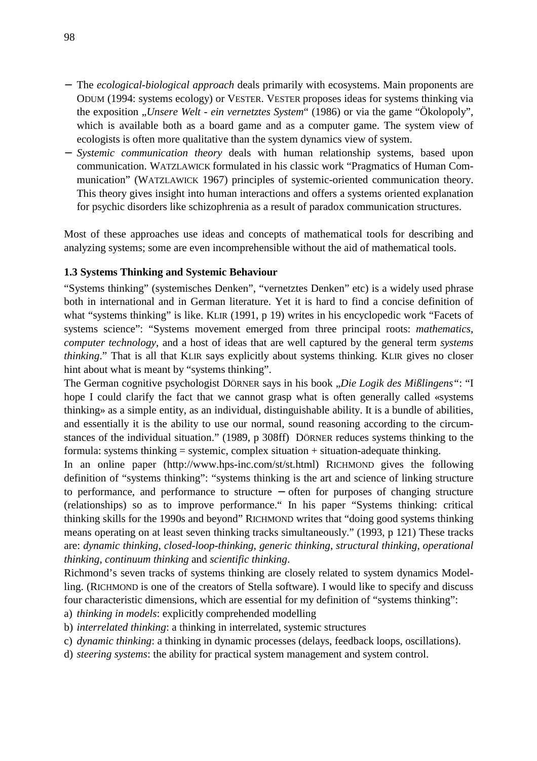- The *ecological-biological approach* deals primarily with ecosystems. Main proponents are ODUM (1994: systems ecology) or VESTER. VESTER proposes ideas for systems thinking via the exposition „*Unsere Welt - ein vernetztes System*" (1986) or via the game "Ökolopoly", which is available both as a board game and as a computer game. The system view of ecologists is often more qualitative than the system dynamics view of system.
- *Systemic communication theory* deals with human relationship systems, based upon communication. WATZLAWICK formulated in his classic work "Pragmatics of Human Communication" (WATZLAWICK 1967) principles of systemic-oriented communication theory. This theory gives insight into human interactions and offers a systems oriented explanation for psychic disorders like schizophrenia as a result of paradox communication structures.

Most of these approaches use ideas and concepts of mathematical tools for describing and analyzing systems; some are even incomprehensible without the aid of mathematical tools.

### 1.3 Systems Thinking and Systemic Behaviour

"Systems thinking" (systemisches Denken", "vernetztes Denken" etc) is a widely used phrase both in international and in German literature. Yet it is hard to find a concise definition of what "systems thinking" is like. KLIR (1991, p 19) writes in his encyclopedic work "Facets of systems science": "Systems movement emerged from three principal roots: *mathematics*, *computer technology*, and a host of ideas that are well captured by the general term *systems thinking*." That is all that KLIR says explicitly about systems thinking. KLIR gives no closer hint about what is meant by "systems thinking".

The German cognitive psychologist DÖRNER says in his book „*Die Logik des Mißlingens"*: "I hope I could clarify the fact that we cannot grasp what is often generally called «systems thinking» as a simple entity, as an individual, distinguishable ability. It is a bundle of abilities, and essentially it is the ability to use our normal, sound reasoning according to the circumstances of the individual situation." (1989, p 308ff) DÖRNER reduces systems thinking to the formula: systems thinking = systemic, complex situation + situation-adequate thinking.

In an online paper (http://www.hps-inc.com/st/st.html) RICHMOND gives the following definition of "systems thinking": "systems thinking is the art and science of linking structure to performance, and performance to structure – often for purposes of changing structure (relationships) so as to improve performance." In his paper "Systems thinking: critical thinking skills for the 1990s and beyond" RICHMOND writes that "doing good systems thinking means operating on at least seven thinking tracks simultaneously." (1993, p 121) These tracks are: *dynamic thinking*, *closed-loop-thinking*, *generic thinking*, *structural thinking*, *operational thinking*, *continuum thinking* and *scientific thinking*.

Richmond's seven tracks of systems thinking are closely related to system dynamics Modelling. (RICHMOND is one of the creators of Stella software). I would like to specify and discuss four characteristic dimensions, which are essential for my definition of "systems thinking":

a) *thinking in models*: explicitly comprehended modelling
b) *interrelated thinking*: a thinking in interrelated, systemic structures
c) *dynamic thinking*: a thinking in dynamic processes (delays, feedback loops, oscillations).
d) *steering systems*: the ability for practical system management and system control.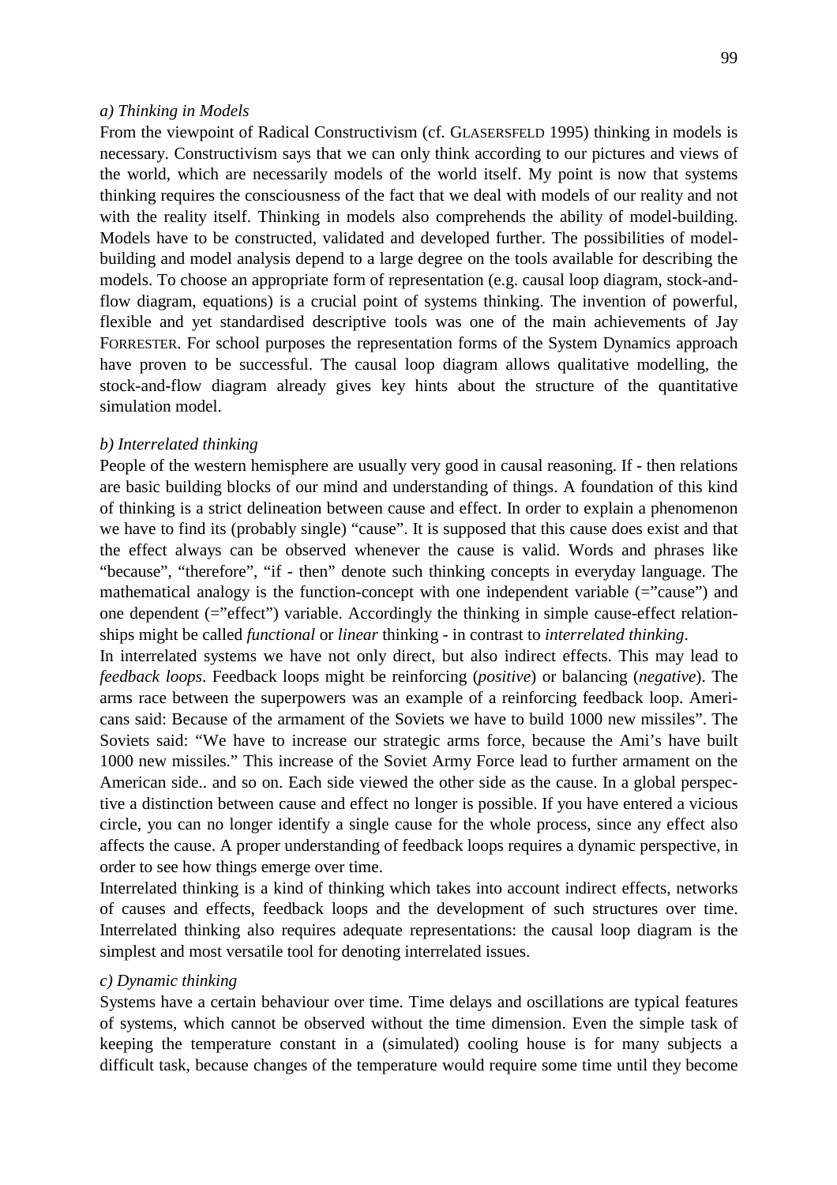*a) Thinking in Models*

From the viewpoint of Radical Constructivism (cf. GLASERSFELD 1995) thinking in models is necessary. Constructivism says that we can only think according to our pictures and views of the world, which are necessarily models of the world itself. My point is now that systems thinking requires the consciousness of the fact that we deal with models of our reality and not with the reality itself. Thinking in models also comprehends the ability of model-building. Models have to be constructed, validated and developed further. The possibilities of model-building and model analysis depend to a large degree on the tools available for describing the models. To choose an appropriate form of representation (e.g. causal loop diagram, stock-and-flow diagram, equations) is a crucial point of systems thinking. The invention of powerful, flexible and yet standardised descriptive tools was one of the main achievements of Jay FORRESTER. For school purposes the representation forms of the System Dynamics approach have proven to be successful. The causal loop diagram allows qualitative modelling, the stock-and-flow diagram already gives key hints about the structure of the quantitative simulation model.

*b) Interrelated thinking*

People of the western hemisphere are usually very good in causal reasoning. If - then relations are basic building blocks of our mind and understanding of things. A foundation of this kind of thinking is a strict delineation between cause and effect. In order to explain a phenomenon we have to find its (probably single) "cause". It is supposed that this cause does exist and that the effect always can be observed whenever the cause is valid. Words and phrases like "because", "therefore", "if - then" denote such thinking concepts in everyday language. The mathematical analogy is the function-concept with one independent variable (="cause") and one dependent (="effect") variable. Accordingly the thinking in simple cause-effect relationships might be called *functional* or *linear* thinking - in contrast to *interrelated thinking*.

In interrelated systems we have not only direct, but also indirect effects. This may lead to *feedback loops*. Feedback loops might be reinforcing (*positive*) or balancing (*negative*). The arms race between the superpowers was an example of a reinforcing feedback loop. Americans said: Because of the armament of the Soviets we have to build 1000 new missiles". The Soviets said: "We have to increase our strategic arms force, because the Ami's have built 1000 new missiles." This increase of the Soviet Army Force lead to further armament on the American side.. and so on. Each side viewed the other side as the cause. In a global perspective a distinction between cause and effect no longer is possible. If you have entered a vicious circle, you can no longer identify a single cause for the whole process, since any effect also affects the cause. A proper understanding of feedback loops requires a dynamic perspective, in order to see how things emerge over time.

Interrelated thinking is a kind of thinking which takes into account indirect effects, networks of causes and effects, feedback loops and the development of such structures over time. Interrelated thinking also requires adequate representations: the causal loop diagram is the simplest and most versatile tool for denoting interrelated issues.

*c) Dynamic thinking*

Systems have a certain behaviour over time. Time delays and oscillations are typical features of systems, which cannot be observed without the time dimension. Even the simple task of keeping the temperature constant in a (simulated) cooling house is for many subjects a difficult task, because changes of the temperature would require some time until they become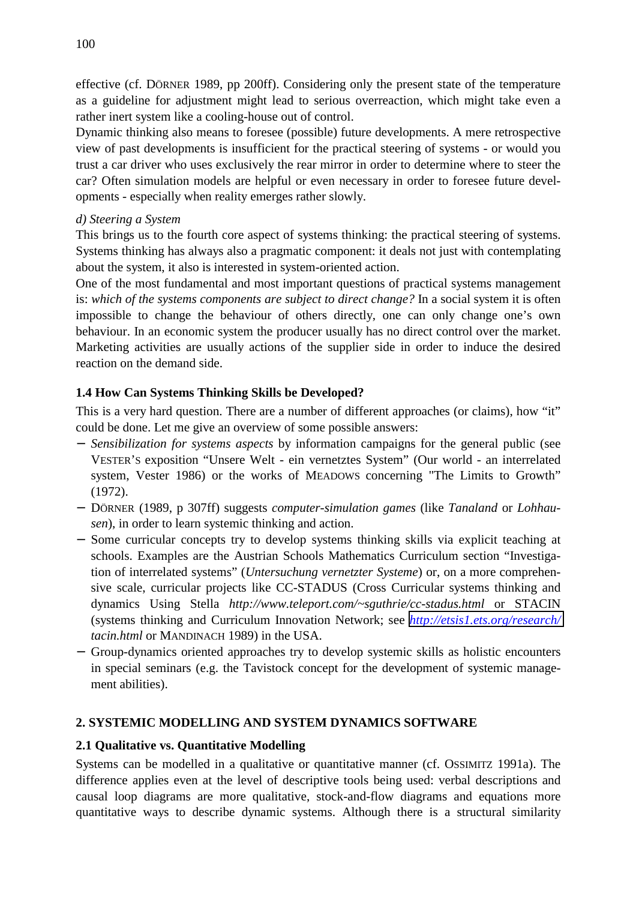effective (cf. DÖRNER 1989, pp 200ff). Considering only the present state of the temperature as a guideline for adjustment might lead to serious overreaction, which might take even a rather inert system like a cooling-house out of control.

Dynamic thinking also means to foresee (possible) future developments. A mere retrospective view of past developments is insufficient for the practical steering of systems - or would you trust a car driver who uses exclusively the rear mirror in order to determine where to steer the car? Often simulation models are helpful or even necessary in order to foresee future developments - especially when reality emerges rather slowly.

*d) Steering a System*

This brings us to the fourth core aspect of systems thinking: the practical steering of systems. Systems thinking has always also a pragmatic component: it deals not just with contemplating about the system, it also is interested in system-oriented action.

One of the most fundamental and most important questions of practical systems management is: *which of the systems components are subject to direct change?* In a social system it is often impossible to change the behaviour of others directly, one can only change one's own behaviour. In an economic system the producer usually has no direct control over the market. Marketing activities are usually actions of the supplier side in order to induce the desired reaction on the demand side.

### 1.4 How Can Systems Thinking Skills be Developed?

This is a very hard question. There are a number of different approaches (or claims), how "it" could be done. Let me give an overview of some possible answers:

- *Sensibilization for systems aspects* by information campaigns for the general public (see VESTER'S exposition "Unsere Welt - ein vernetztes System" (Our world - an interrelated system, Vester 1986) or the works of MEADOWS concerning "The Limits to Growth" (1972).
- DÖRNER (1989, p 307ff) suggests *computer-simulation games* (like *Tanaland* or *Lohhausen*), in order to learn systemic thinking and action.
- Some curricular concepts try to develop systems thinking skills via explicit teaching at schools. Examples are the Austrian Schools Mathematics Curriculum section "Investigation of interrelated systems" (*Untersuchung vernetzter Systeme*) or, on a more comprehensive scale, curricular projects like CC-STADUS (Cross Curricular systems thinking and dynamics Using Stella *http://www.teleport.com/~sguthrie/cc-stadus.html* or STACIN (systems thinking and Curriculum Innovation Network; see *http://etsis1.ets.org/research/tacin.html* or MANDINACH 1989) in the USA.
- Group-dynamics oriented approaches try to develop systemic skills as holistic encounters in special seminars (e.g. the Tavistock concept for the development of systemic management abilities).

## 2. SYSTEMIC MODELLING AND SYSTEM DYNAMICS SOFTWARE

### 2.1 Qualitative vs. Quantitative Modelling

Systems can be modelled in a qualitative or quantitative manner (cf. OSSIMITZ 1991a). The difference applies even at the level of descriptive tools being used: verbal descriptions and causal loop diagrams are more qualitative, stock-and-flow diagrams and equations more quantitative ways to describe dynamic systems. Although there is a structural similarity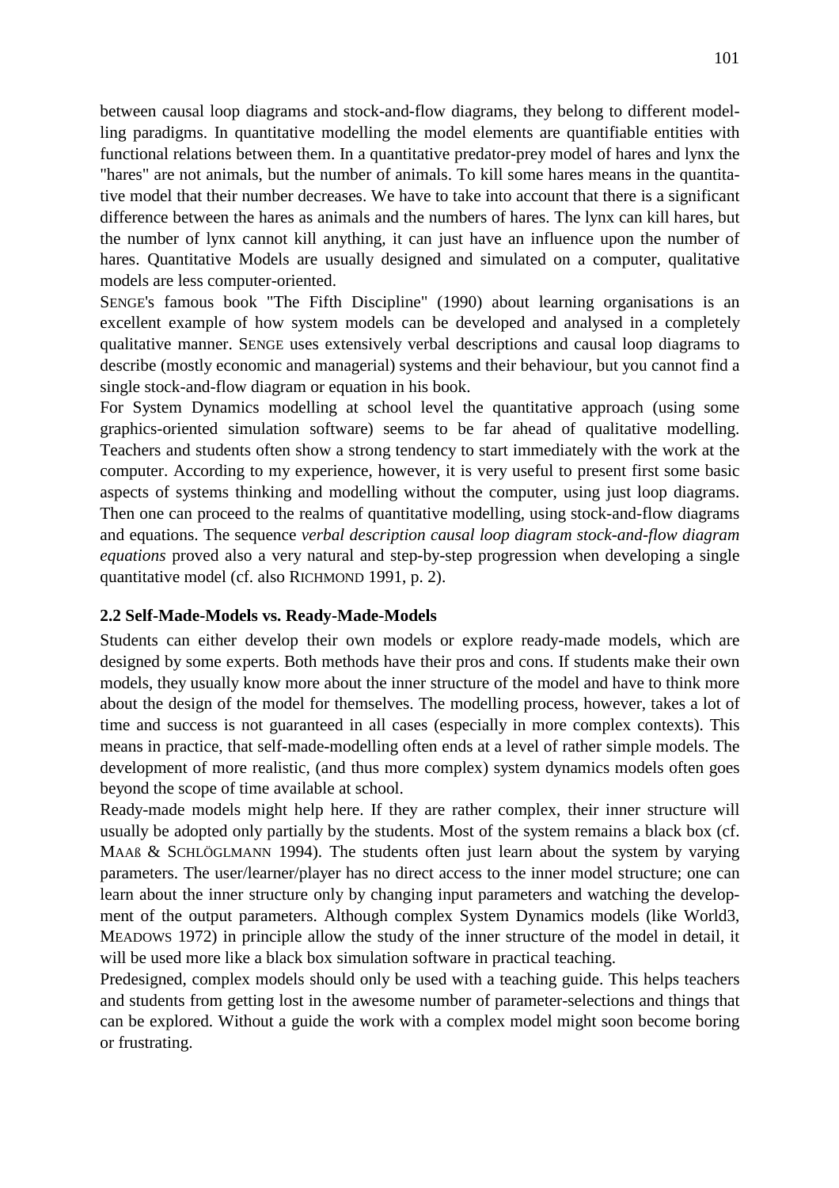between causal loop diagrams and stock-and-flow diagrams, they belong to different modelling paradigms. In quantitative modelling the model elements are quantifiable entities with functional relations between them. In a quantitative predator-prey model of hares and lynx the "hares" are not animals, but the number of animals. To kill some hares means in the quantitative model that their number decreases. We have to take into account that there is a significant difference between the hares as animals and the numbers of hares. The lynx can kill hares, but the number of lynx cannot kill anything, it can just have an influence upon the number of hares. Quantitative Models are usually designed and simulated on a computer, qualitative models are less computer-oriented.

SENGE's famous book "The Fifth Discipline" (1990) about learning organisations is an excellent example of how system models can be developed and analysed in a completely qualitative manner. SENGE uses extensively verbal descriptions and causal loop diagrams to describe (mostly economic and managerial) systems and their behaviour, but you cannot find a single stock-and-flow diagram or equation in his book.

For System Dynamics modelling at school level the quantitative approach (using some graphics-oriented simulation software) seems to be far ahead of qualitative modelling. Teachers and students often show a strong tendency to start immediately with the work at the computer. According to my experience, however, it is very useful to present first some basic aspects of systems thinking and modelling without the computer, using just loop diagrams. Then one can proceed to the realms of quantitative modelling, using stock-and-flow diagrams and equations. The sequence *verbal description causal loop diagram stock-and-flow diagram equations* proved also a very natural and step-by-step progression when developing a single quantitative model (cf. also RICHMOND 1991, p. 2).

### 2.2 Self-Made-Models vs. Ready-Made-Models

Students can either develop their own models or explore ready-made models, which are designed by some experts. Both methods have their pros and cons. If students make their own models, they usually know more about the inner structure of the model and have to think more about the design of the model for themselves. The modelling process, however, takes a lot of time and success is not guaranteed in all cases (especially in more complex contexts). This means in practice, that self-made-modelling often ends at a level of rather simple models. The development of more realistic, (and thus more complex) system dynamics models often goes beyond the scope of time available at school.

Ready-made models might help here. If they are rather complex, their inner structure will usually be adopted only partially by the students. Most of the system remains a black box (cf. MAAß & SCHLÖGLMANN 1994). The students often just learn about the system by varying parameters. The user/learner/player has no direct access to the inner model structure; one can learn about the inner structure only by changing input parameters and watching the development of the output parameters. Although complex System Dynamics models (like World3, MEADOWS 1972) in principle allow the study of the inner structure of the model in detail, it will be used more like a black box simulation software in practical teaching.

Predesigned, complex models should only be used with a teaching guide. This helps teachers and students from getting lost in the awesome number of parameter-selections and things that can be explored. Without a guide the work with a complex model might soon become boring or frustrating.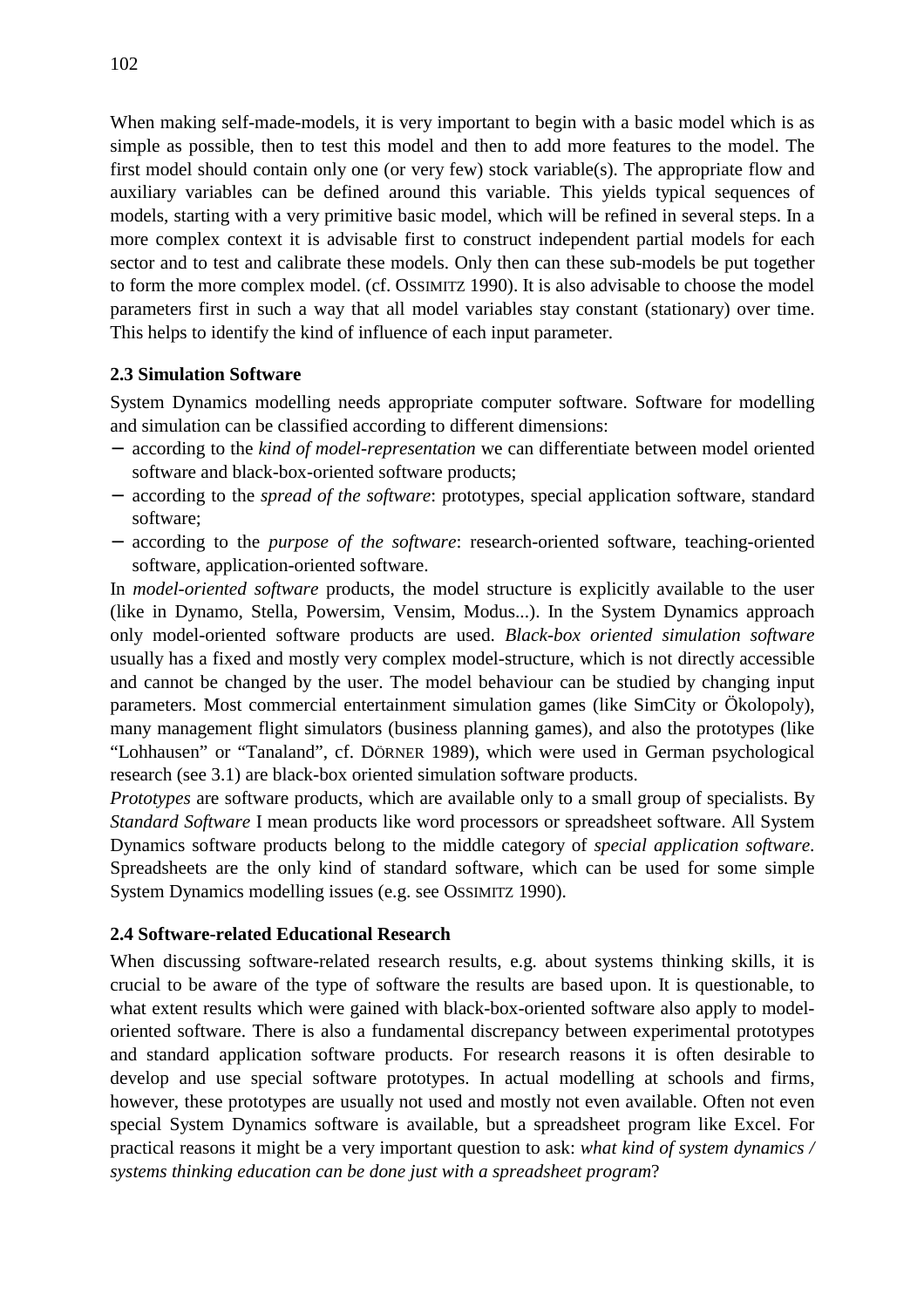When making self-made-models, it is very important to begin with a basic model which is as simple as possible, then to test this model and then to add more features to the model. The first model should contain only one (or very few) stock variable(s). The appropriate flow and auxiliary variables can be defined around this variable. This yields typical sequences of models, starting with a very primitive basic model, which will be refined in several steps. In a more complex context it is advisable first to construct independent partial models for each sector and to test and calibrate these models. Only then can these sub-models be put together to form the more complex model. (cf. OSSIMITZ 1990). It is also advisable to choose the model parameters first in such a way that all model variables stay constant (stationary) over time. This helps to identify the kind of influence of each input parameter.

### 2.3 Simulation Software

System Dynamics modelling needs appropriate computer software. Software for modelling and simulation can be classified according to different dimensions:

- according to the *kind of model-representation* we can differentiate between model oriented software and black-box-oriented software products;
- according to the *spread of the software*: prototypes, special application software, standard software;
- according to the *purpose of the software*: research-oriented software, teaching-oriented software, application-oriented software.

In *model-oriented software* products, the model structure is explicitly available to the user (like in Dynamo, Stella, Powersim, Vensim, Modus...). In the System Dynamics approach only model-oriented software products are used. *Black-box oriented simulation software* usually has a fixed and mostly very complex model-structure, which is not directly accessible and cannot be changed by the user. The model behaviour can be studied by changing input parameters. Most commercial entertainment simulation games (like SimCity or Ökolopoly), many management flight simulators (business planning games), and also the prototypes (like "Lohhausen" or "Tanaland", cf. DÖRNER 1989), which were used in German psychological research (see 3.1) are black-box oriented simulation software products.

*Prototypes* are software products, which are available only to a small group of specialists. By *Standard Software* I mean products like word processors or spreadsheet software. All System Dynamics software products belong to the middle category of *special application software*. Spreadsheets are the only kind of standard software, which can be used for some simple System Dynamics modelling issues (e.g. see OSSIMITZ 1990).

### 2.4 Software-related Educational Research

When discussing software-related research results, e.g. about systems thinking skills, it is crucial to be aware of the type of software the results are based upon. It is questionable, to what extent results which were gained with black-box-oriented software also apply to model-oriented software. There is also a fundamental discrepancy between experimental prototypes and standard application software products. For research reasons it is often desirable to develop and use special software prototypes. In actual modelling at schools and firms, however, these prototypes are usually not used and mostly not even available. Often not even special System Dynamics software is available, but a spreadsheet program like Excel. For practical reasons it might be a very important question to ask: *what kind of system dynamics / systems thinking education can be done just with a spreadsheet program*?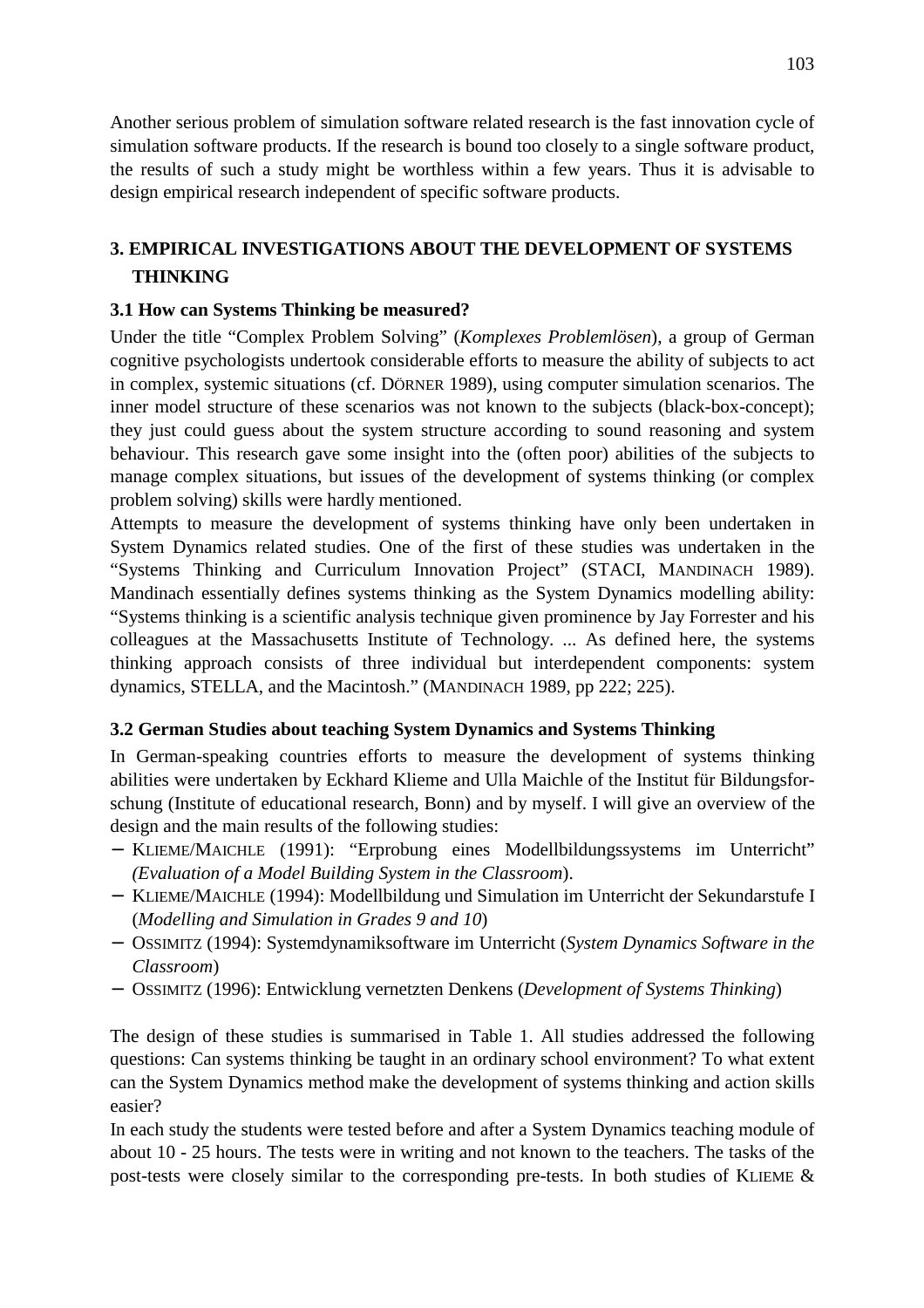Another serious problem of simulation software related research is the fast innovation cycle of simulation software products. If the research is bound too closely to a single software product, the results of such a study might be worthless within a few years. Thus it is advisable to design empirical research independent of specific software products.

## 3. EMPIRICAL INVESTIGATIONS ABOUT THE DEVELOPMENT OF SYSTEMS THINKING

### 3.1 How can Systems Thinking be measured?

Under the title "Complex Problem Solving" (*Komplexes Problemlösen*), a group of German cognitive psychologists undertook considerable efforts to measure the ability of subjects to act in complex, systemic situations (cf. DÖRNER 1989), using computer simulation scenarios. The inner model structure of these scenarios was not known to the subjects (black-box-concept); they just could guess about the system structure according to sound reasoning and system behaviour. This research gave some insight into the (often poor) abilities of the subjects to manage complex situations, but issues of the development of systems thinking (or complex problem solving) skills were hardly mentioned.

Attempts to measure the development of systems thinking have only been undertaken in System Dynamics related studies. One of the first of these studies was undertaken in the "Systems Thinking and Curriculum Innovation Project" (STACI, MANDINACH 1989). Mandinach essentially defines systems thinking as the System Dynamics modelling ability: "Systems thinking is a scientific analysis technique given prominence by Jay Forrester and his colleagues at the Massachusetts Institute of Technology. ... As defined here, the systems thinking approach consists of three individual but interdependent components: system dynamics, STELLA, and the Macintosh." (MANDINACH 1989, pp 222; 225).

### 3.2 German Studies about teaching System Dynamics and Systems Thinking

In German-speaking countries efforts to measure the development of systems thinking abilities were undertaken by Eckhard Klieme and Ulla Maichle of the Institut für Bildungsforschung (Institute of educational research, Bonn) and by myself. I will give an overview of the design and the main results of the following studies:

- KLIEME/MAICHLE (1991): "Erprobung eines Modellbildungssystems im Unterricht" *(Evaluation of a Model Building System in the Classroom*).
- KLIEME/MAICHLE (1994): Modellbildung und Simulation im Unterricht der Sekundarstufe I (*Modelling and Simulation in Grades 9 and 10*)
- OSSIMITZ (1994): Systemdynamiksoftware im Unterricht (*System Dynamics Software in the Classroom*)
- OSSIMITZ (1996): Entwicklung vernetzten Denkens (*Development of Systems Thinking*)

The design of these studies is summarised in Table 1. All studies addressed the following questions: Can systems thinking be taught in an ordinary school environment? To what extent can the System Dynamics method make the development of systems thinking and action skills easier?

In each study the students were tested before and after a System Dynamics teaching module of about 10 - 25 hours. The tests were in writing and not known to the teachers. The tasks of the post-tests were closely similar to the corresponding pre-tests. In both studies of KLIEME &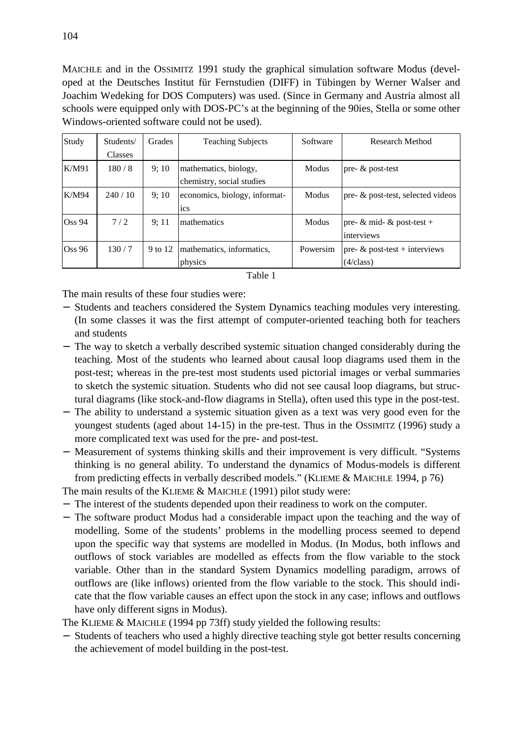MAICHLE and in the OSSIMITZ 1991 study the graphical simulation software Modus (developed at the Deutsches Institut für Fernstudien (DIFF) in Tübingen by Werner Walser and Joachim Wedeking for DOS Computers) was used. (Since in Germany and Austria almost all schools were equipped only with DOS-PC's at the beginning of the 90ies, Stella or some other Windows-oriented software could not be used).

| Study | Students/ Classes | Grades | Teaching Subjects | Software | Research Method |
|---|---|---|---|---|---|
| K/M91 | 180 / 8 | 9; 10 | mathematics, biology, chemistry, social studies | Modus | pre- & post-test |
| K/M94 | 240 / 10 | 9; 10 | economics, biology, informatics | Modus | pre- & post-test, selected videos |
| Oss 94 | 7 / 2 | 9; 11 | mathematics | Modus | pre- & mid- & post-test + interviews |
| Oss 96 | 130 / 7 | 9 to 12 | mathematics, informatics, physics | Powersim | pre- & post-test + interviews (4/class) |

Table 1

The main results of these four studies were:

- Students and teachers considered the System Dynamics teaching modules very interesting. (In some classes it was the first attempt of computer-oriented teaching both for teachers and students
- The way to sketch a verbally described systemic situation changed considerably during the teaching. Most of the students who learned about causal loop diagrams used them in the post-test; whereas in the pre-test most students used pictorial images or verbal summaries to sketch the systemic situation. Students who did not see causal loop diagrams, but structural diagrams (like stock-and-flow diagrams in Stella), often used this type in the post-test.
- The ability to understand a systemic situation given as a text was very good even for the youngest students (aged about 14-15) in the pre-test. Thus in the OSSIMITZ (1996) study a more complicated text was used for the pre- and post-test.
- Measurement of systems thinking skills and their improvement is very difficult. "Systems thinking is no general ability. To understand the dynamics of Modus-models is different from predicting effects in verbally described models." (KLIEME & MAICHLE 1994, p 76)

The main results of the KLIEME & MAICHLE (1991) pilot study were:

- The interest of the students depended upon their readiness to work on the computer.
- The software product Modus had a considerable impact upon the teaching and the way of modelling. Some of the students' problems in the modelling process seemed to depend upon the specific way that systems are modelled in Modus. (In Modus, both inflows and outflows of stock variables are modelled as effects from the flow variable to the stock variable. Other than in the standard System Dynamics modelling paradigm, arrows of outflows are (like inflows) oriented from the flow variable to the stock. This should indicate that the flow variable causes an effect upon the stock in any case; inflows and outflows have only different signs in Modus).

The KLIEME & MAICHLE (1994 pp 73ff) study yielded the following results:

- Students of teachers who used a highly directive teaching style got better results concerning the achievement of model building in the post-test.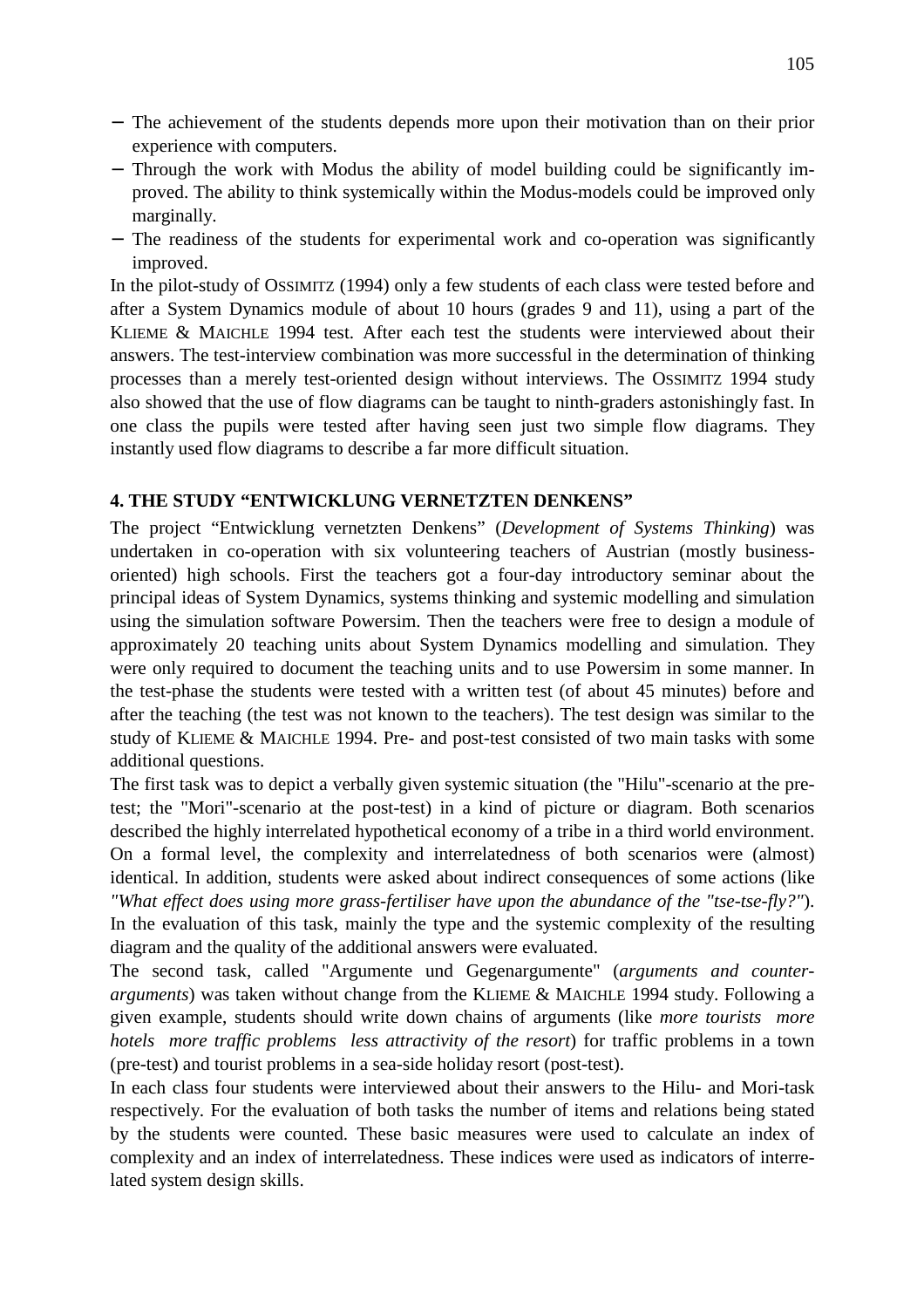- The achievement of the students depends more upon their motivation than on their prior experience with computers.
- Through the work with Modus the ability of model building could be significantly improved. The ability to think systemically within the Modus-models could be improved only marginally.
- The readiness of the students for experimental work and co-operation was significantly improved.

In the pilot-study of OSSIMITZ (1994) only a few students of each class were tested before and after a System Dynamics module of about 10 hours (grades 9 and 11), using a part of the KLIEME & MAICHLE 1994 test. After each test the students were interviewed about their answers. The test-interview combination was more successful in the determination of thinking processes than a merely test-oriented design without interviews. The OSSIMITZ 1994 study also showed that the use of flow diagrams can be taught to ninth-graders astonishingly fast. In one class the pupils were tested after having seen just two simple flow diagrams. They instantly used flow diagrams to describe a far more difficult situation.

## 4. THE STUDY "ENTWICKLUNG VERNETZTEN DENKENS"

The project "Entwicklung vernetzten Denkens" (*Development of Systems Thinking*) was undertaken in co-operation with six volunteering teachers of Austrian (mostly business-oriented) high schools. First the teachers got a four-day introductory seminar about the principal ideas of System Dynamics, systems thinking and systemic modelling and simulation using the simulation software Powersim. Then the teachers were free to design a module of approximately 20 teaching units about System Dynamics modelling and simulation. They were only required to document the teaching units and to use Powersim in some manner. In the test-phase the students were tested with a written test (of about 45 minutes) before and after the teaching (the test was not known to the teachers). The test design was similar to the study of KLIEME & MAICHLE 1994. Pre- and post-test consisted of two main tasks with some additional questions.

The first task was to depict a verbally given systemic situation (the "Hilu"-scenario at the pre-test; the "Mori"-scenario at the post-test) in a kind of picture or diagram. Both scenarios described the highly interrelated hypothetical economy of a tribe in a third world environment. On a formal level, the complexity and interrelatedness of both scenarios were (almost) identical. In addition, students were asked about indirect consequences of some actions (like *"What effect does using more grass-fertiliser have upon the abundance of the "tse-tse-fly?"*). In the evaluation of this task, mainly the type and the systemic complexity of the resulting diagram and the quality of the additional answers were evaluated.

The second task, called "Argumente und Gegenargumente" (*arguments and counter-arguments*) was taken without change from the KLIEME & MAICHLE 1994 study. Following a given example, students should write down chains of arguments (like *more tourists more hotels more traffic problems less attractivity of the resort*) for traffic problems in a town (pre-test) and tourist problems in a sea-side holiday resort (post-test).

In each class four students were interviewed about their answers to the Hilu- and Mori-task respectively. For the evaluation of both tasks the number of items and relations being stated by the students were counted. These basic measures were used to calculate an index of complexity and an index of interrelatedness. These indices were used as indicators of interrelated system design skills.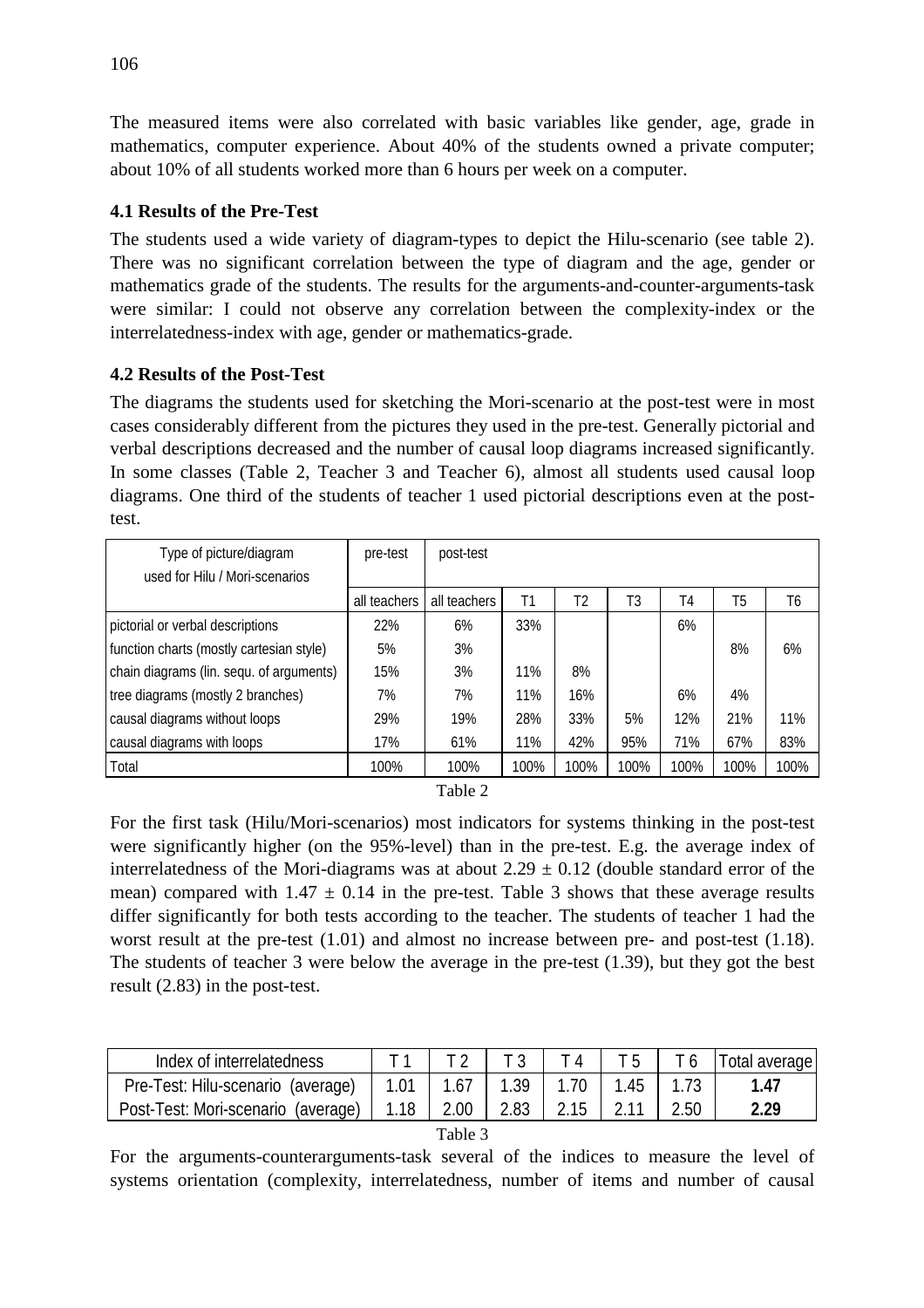The measured items were also correlated with basic variables like gender, age, grade in mathematics, computer experience. About 40% of the students owned a private computer; about 10% of all students worked more than 6 hours per week on a computer.

### 4.1 Results of the Pre-Test

The students used a wide variety of diagram-types to depict the Hilu-scenario (see table 2). There was no significant correlation between the type of diagram and the age, gender or mathematics grade of the students. The results for the arguments-and-counter-arguments-task were similar: I could not observe any correlation between the complexity-index or the interrelatedness-index with age, gender or mathematics-grade.

### 4.2 Results of the Post-Test

The diagrams the students used for sketching the Mori-scenario at the post-test were in most cases considerably different from the pictures they used in the pre-test. Generally pictorial and verbal descriptions decreased and the number of causal loop diagrams increased significantly. In some classes (Table 2, Teacher 3 and Teacher 6), almost all students used causal loop diagrams. One third of the students of teacher 1 used pictorial descriptions even at the post-test.

| Type of picture/diagram used for Hilu / Mori-scenarios | pre-test | post-test | | | | | | |
|---|---|---|---|---|---|---|---|---|
| | all teachers | all teachers | T1 | T2 | T3 | T4 | T5 | T6 |
| pictorial or verbal descriptions | 22% | 6% | 33% | | | 6% | | |
| function charts (mostly cartesian style) | 5% | 3% | | | | | 8% | 6% |
| chain diagrams (lin. sequ. of arguments) | 15% | 3% | 11% | 8% | | | | |
| tree diagrams (mostly 2 branches) | 7% | 7% | 11% | 16% | | 6% | 4% | |
| causal diagrams without loops | 29% | 19% | 28% | 33% | 5% | 12% | 21% | 11% |
| causal diagrams with loops | 17% | 61% | 11% | 42% | 95% | 71% | 67% | 83% |
| Total | 100% | 100% | 100% | 100% | 100% | 100% | 100% | 100% |

Table 2

For the first task (Hilu/Mori-scenarios) most indicators for systems thinking in the post-test were significantly higher (on the 95%-level) than in the pre-test. E.g. the average index of interrelatedness of the Mori-diagrams was at about $2.29 \pm 0.12$ (double standard error of the mean) compared with $1.47 \pm 0.14$ in the pre-test. Table 3 shows that these average results differ significantly for both tests according to the teacher. The students of teacher 1 had the worst result at the pre-test (1.01) and almost no increase between pre- and post-test (1.18). The students of teacher 3 were below the average in the pre-test (1.39), but they got the best result (2.83) in the post-test.

| Index of interrelatedness | T 1 | T 2 | T 3 | T 4 | T 5 | T 6 | Total average |
|---|---|---|---|---|---|---|---|
| Pre-Test: Hilu-scenario (average) | 1.01 | 1.67 | 1.39 | 1.70 | 1.45 | 1.73 | **1.47** |
| Post-Test: Mori-scenario (average) | 1.18 | 2.00 | 2.83 | 2.15 | 2.11 | 2.50 | **2.29** |

Table 3

For the arguments-counterarguments-task several of the indices to measure the level of systems orientation (complexity, interrelatedness, number of items and number of causal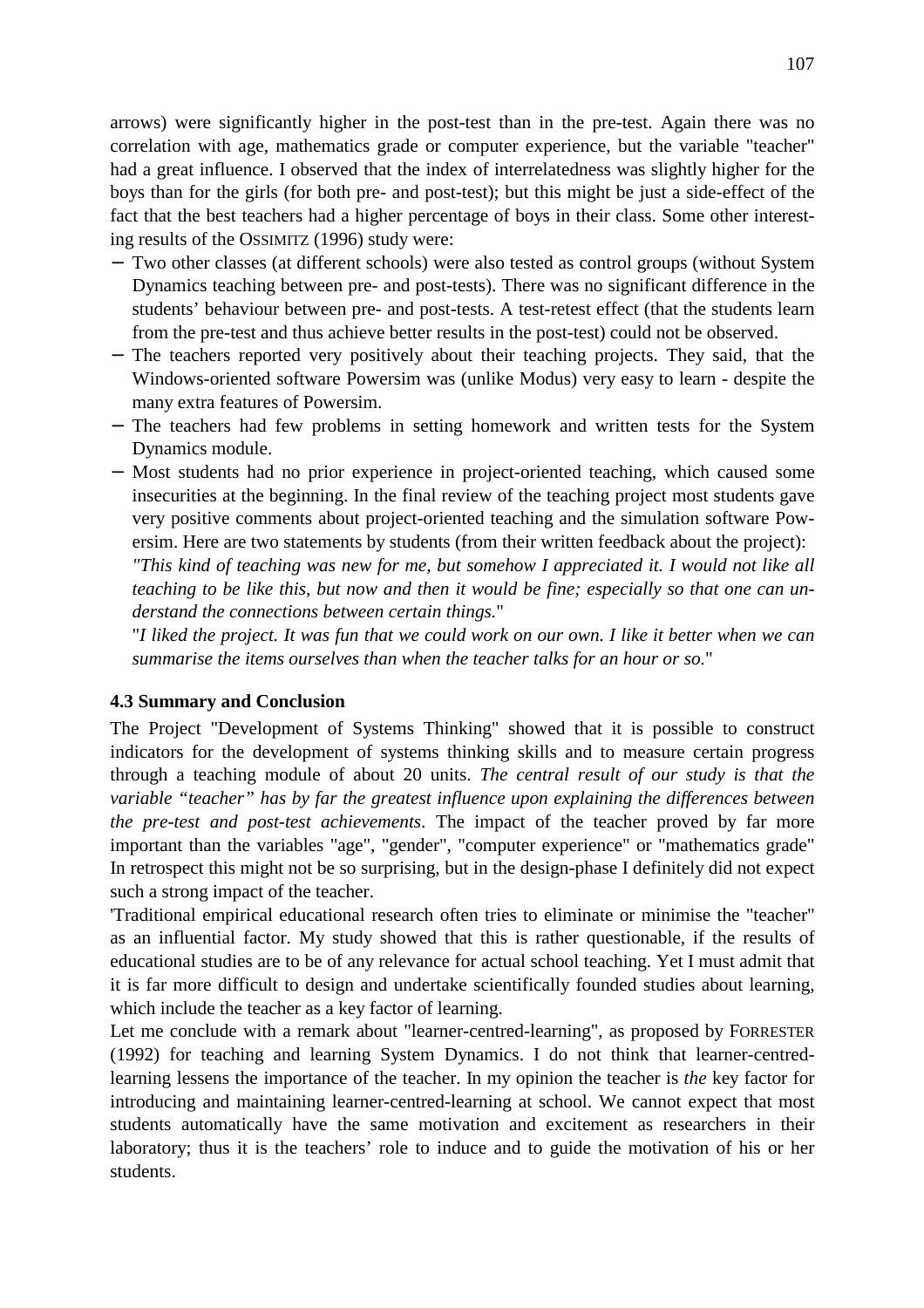arrows) were significantly higher in the post-test than in the pre-test. Again there was no correlation with age, mathematics grade or computer experience, but the variable "teacher" had a great influence. I observed that the index of interrelatedness was slightly higher for the boys than for the girls (for both pre- and post-test); but this might be just a side-effect of the fact that the best teachers had a higher percentage of boys in their class. Some other interesting results of the OSSIMITZ (1996) study were:

- Two other classes (at different schools) were also tested as control groups (without System Dynamics teaching between pre- and post-tests). There was no significant difference in the students' behaviour between pre- and post-tests. A test-retest effect (that the students learn from the pre-test and thus achieve better results in the post-test) could not be observed.
- The teachers reported very positively about their teaching projects. They said, that the Windows-oriented software Powersim was (unlike Modus) very easy to learn - despite the many extra features of Powersim.
- The teachers had few problems in setting homework and written tests for the System Dynamics module.
- Most students had no prior experience in project-oriented teaching, which caused some insecurities at the beginning. In the final review of the teaching project most students gave very positive comments about project-oriented teaching and the simulation software Powersim. Here are two statements by students (from their written feedback about the project):
  "*This kind of teaching was new for me, but somehow I appreciated it. I would not like all teaching to be like this, but now and then it would be fine; especially so that one can understand the connections between certain things.*"
  "*I liked the project. It was fun that we could work on our own. I like it better when we can summarise the items ourselves than when the teacher talks for an hour or so.*"

### 4.3 Summary and Conclusion

The Project "Development of Systems Thinking" showed that it is possible to construct indicators for the development of systems thinking skills and to measure certain progress through a teaching module of about 20 units. *The central result of our study is that the variable "teacher" has by far the greatest influence upon explaining the differences between the pre-test and post-test achievements*. The impact of the teacher proved by far more important than the variables "age", "gender", "computer experience" or "mathematics grade" In retrospect this might not be so surprising, but in the design-phase I definitely did not expect such a strong impact of the teacher.

'Traditional empirical educational research often tries to eliminate or minimise the "teacher" as an influential factor. My study showed that this is rather questionable, if the results of educational studies are to be of any relevance for actual school teaching. Yet I must admit that it is far more difficult to design and undertake scientifically founded studies about learning, which include the teacher as a key factor of learning.

Let me conclude with a remark about "learner-centred-learning", as proposed by FORRESTER (1992) for teaching and learning System Dynamics. I do not think that learner-centred-learning lessens the importance of the teacher. In my opinion the teacher is *the* key factor for introducing and maintaining learner-centred-learning at school. We cannot expect that most students automatically have the same motivation and excitement as researchers in their laboratory; thus it is the teachers' role to induce and to guide the motivation of his or her students.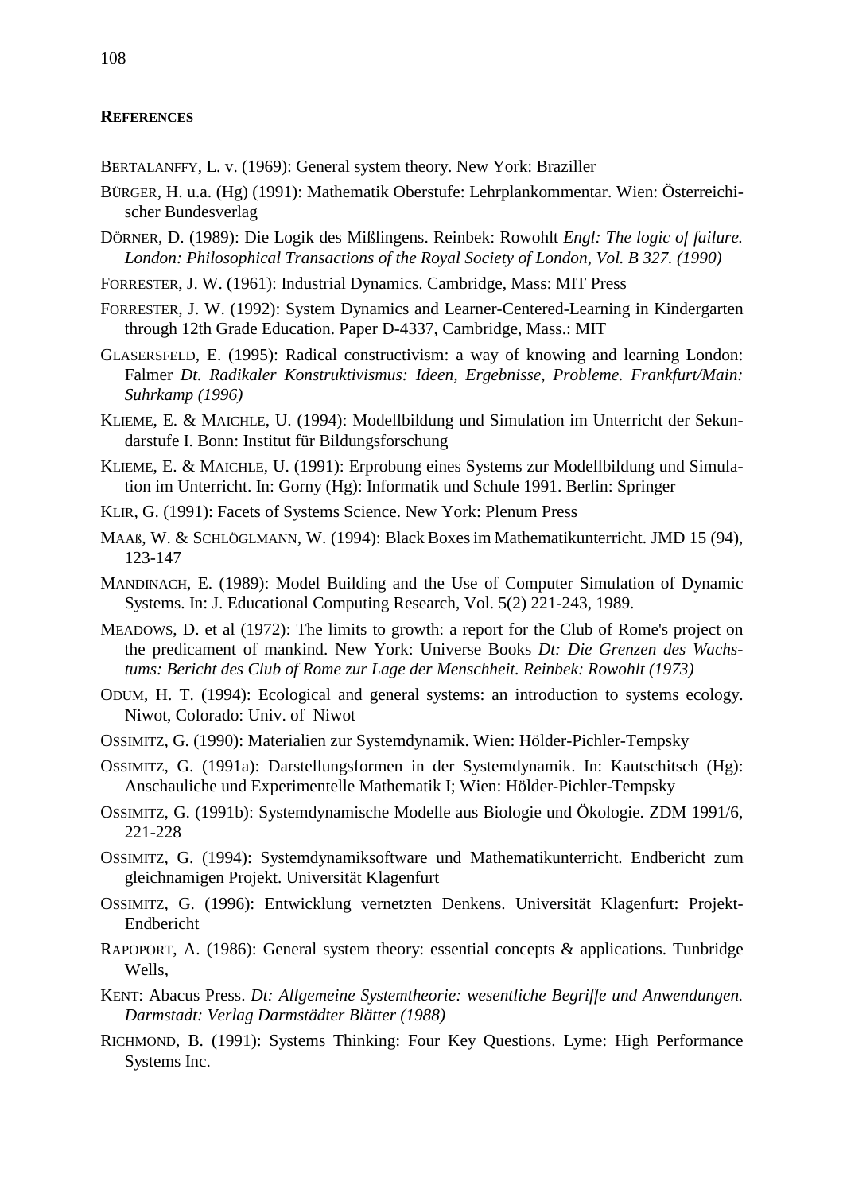## REFERENCES

BERTALANFFY, L. v. (1969): General system theory. New York: Braziller

BÜRGER, H. u.a. (Hg) (1991): Mathematik Oberstufe: Lehrplankommentar. Wien: Österreichischer Bundesverlag

DÖRNER, D. (1989): Die Logik des Mißlingens. Reinbek: Rowohlt *Engl: The logic of failure. London: Philosophical Transactions of the Royal Society of London, Vol. B 327. (1990)*

FORRESTER, J. W. (1961): Industrial Dynamics. Cambridge, Mass: MIT Press

FORRESTER, J. W. (1992): System Dynamics and Learner-Centered-Learning in Kindergarten through 12th Grade Education. Paper D-4337, Cambridge, Mass.: MIT

GLASERSFELD, E. (1995): Radical constructivism: a way of knowing and learning London: Falmer *Dt. Radikaler Konstruktivismus: Ideen, Ergebnisse, Probleme. Frankfurt/Main: Suhrkamp (1996)*

KLIEME, E. & MAICHLE, U. (1994): Modellbildung und Simulation im Unterricht der Sekundarstufe I. Bonn: Institut für Bildungsforschung

KLIEME, E. & MAICHLE, U. (1991): Erprobung eines Systems zur Modellbildung und Simulation im Unterricht. In: Gorny (Hg): Informatik und Schule 1991. Berlin: Springer

KLIR, G. (1991): Facets of Systems Science. New York: Plenum Press

MAAß, W. & SCHLÖGLMANN, W. (1994): Black Boxes im Mathematikunterricht. JMD 15 (94), 123-147

MANDINACH, E. (1989): Model Building and the Use of Computer Simulation of Dynamic Systems. In: J. Educational Computing Research, Vol. 5(2) 221-243, 1989.

MEADOWS, D. et al (1972): The limits to growth: a report for the Club of Rome's project on the predicament of mankind. New York: Universe Books *Dt: Die Grenzen des Wachstums: Bericht des Club of Rome zur Lage der Menschheit. Reinbek: Rowohlt (1973)*

ODUM, H. T. (1994): Ecological and general systems: an introduction to systems ecology. Niwot, Colorado: Univ. of Niwot

OSSIMITZ, G. (1990): Materialien zur Systemdynamik. Wien: Hölder-Pichler-Tempsky

OSSIMITZ, G. (1991a): Darstellungsformen in der Systemdynamik. In: Kautschitsch (Hg): Anschauliche und Experimentelle Mathematik I; Wien: Hölder-Pichler-Tempsky

OSSIMITZ, G. (1991b): Systemdynamische Modelle aus Biologie und Ökologie. ZDM 1991/6, 221-228

OSSIMITZ, G. (1994): Systemdynamiksoftware und Mathematikunterricht. Endbericht zum gleichnamigen Projekt. Universität Klagenfurt

OSSIMITZ, G. (1996): Entwicklung vernetzten Denkens. Universität Klagenfurt: Projekt-Endbericht

RAPOPORT, A. (1986): General system theory: essential concepts & applications. Tunbridge Wells,

KENT: Abacus Press. *Dt: Allgemeine Systemtheorie: wesentliche Begriffe und Anwendungen. Darmstadt: Verlag Darmstädter Blätter (1988)*

RICHMOND, B. (1991): Systems Thinking: Four Key Questions. Lyme: High Performance Systems Inc.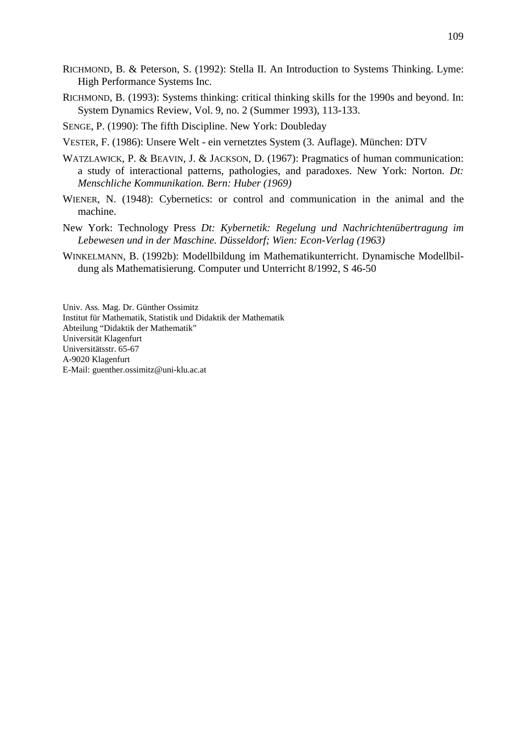RICHMOND, B. & Peterson, S. (1992): Stella II. An Introduction to Systems Thinking. Lyme: High Performance Systems Inc.

RICHMOND, B. (1993): Systems thinking: critical thinking skills for the 1990s and beyond. In: System Dynamics Review, Vol. 9, no. 2 (Summer 1993), 113-133.

SENGE, P. (1990): The fifth Discipline. New York: Doubleday

VESTER, F. (1986): Unsere Welt - ein vernetztes System (3. Auflage). München: DTV

WATZLAWICK, P. & BEAVIN, J. & JACKSON, D. (1967): Pragmatics of human communication: a study of interactional patterns, pathologies, and paradoxes. New York: Norton. *Dt: Menschliche Kommunikation. Bern: Huber (1969)*

WIENER, N. (1948): Cybernetics: or control and communication in the animal and the machine.

New York: Technology Press *Dt: Kybernetik: Regelung und Nachrichtenübertragung im Lebewesen und in der Maschine. Düsseldorf; Wien: Econ-Verlag (1963)*

WINKELMANN, B. (1992b): Modellbildung im Mathematikunterricht. Dynamische Modellbildung als Mathematisierung. Computer und Unterricht 8/1992, S 46-50

Univ. Ass. Mag. Dr. Günther Ossimitz
Institut für Mathematik, Statistik und Didaktik der Mathematik
Abteilung "Didaktik der Mathematik"
Universität Klagenfurt
Universitätsstr. 65-67
A-9020 Klagenfurt
E-Mail: guenther.ossimitz@uni-klu.ac.at